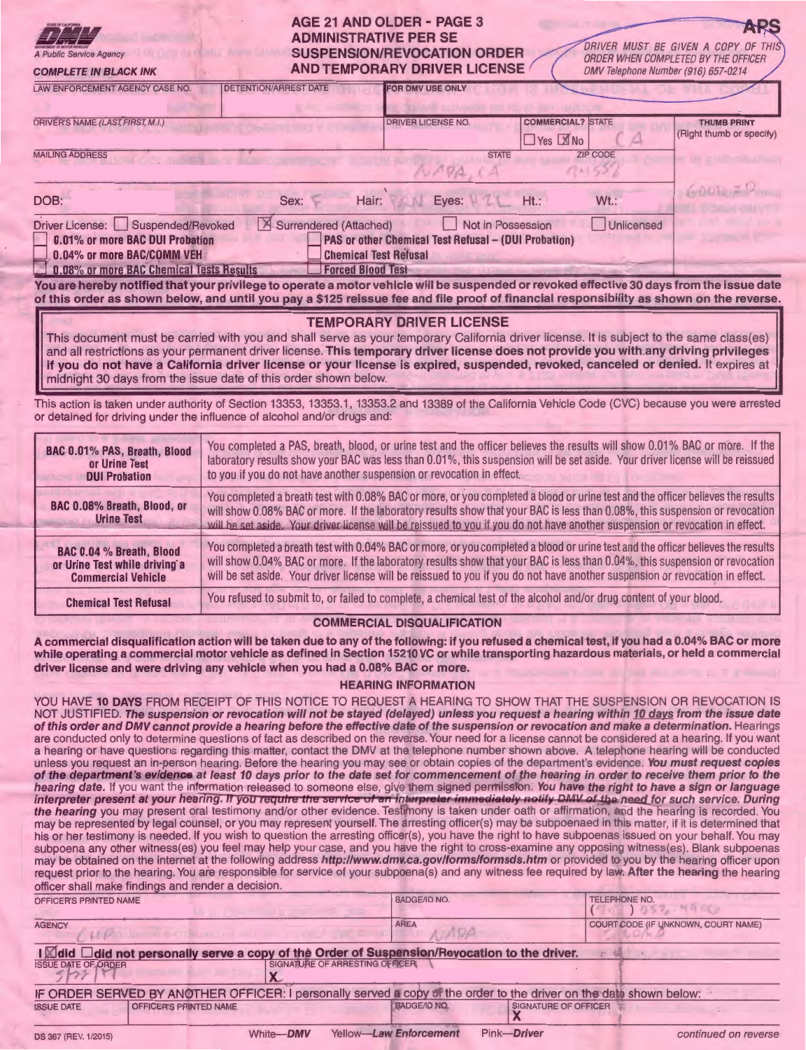STATE OF CALIFORNIA
DMV
A Public Service Agency

**COMPLETE IN BLACK INK**

# AGE 21 AND OLDER - PAGE 3
# ADMINISTRATIVE PER SE SUSPENSION/REVOCATION ORDER AND TEMPORARY DRIVER LICENSE

**APS**

*DRIVER MUST BE GIVEN A COPY OF THIS ORDER WHEN COMPLETED BY THE OFFICER*
*DMV Telephone Number (916) 657-0214*

| LAW ENFORCEMENT AGENCY CASE NO. | DETENTION/ARREST DATE | FOR DMV USE ONLY | | |
|---|---|---|---|---|
| | | | | |

| DRIVER'S NAME (LAST, FIRST, M.I.) | DRIVER LICENSE NO. | COMMERCIAL? | STATE | THUMB PRINT (Right thumb or specify) |
|---|---|---|---|---|
| | | ☐ Yes ☒ No | CA | |

| MAILING ADDRESS | STATE | ZIP CODE |
|---|---|---|
| | NAPA, CA | 94558 |

DOB: Sex: F Hair: BRN Eyes: HZL Ht.: Wt.:

Driver License: ☐ Suspended/Revoked ☒ Surrendered (Attached) ☐ Not in Possession ☐ Unlicensed

☐ **0.01% or more BAC DUI Probation** ☐ **PAS or other Chemical Test Refusal – (DUI Probation)**
☐ **0.04% or more BAC/COMM VEH** ☐ **Chemical Test Refusal**
☐ **0.08% or more BAC Chemical Tests Results** ☐ **Forced Blood Test**

**You are hereby notified that your privilege to operate a motor vehicle will be suspended or revoked effective 30 days from the issue date of this order as shown below, and until you pay a $125 reissue fee and file proof of financial responsibility as shown on the reverse.**

## TEMPORARY DRIVER LICENSE

This document must be carried with you and shall serve as your temporary California driver license. It is subject to the same class(es) and all restrictions as your permanent driver license. **This temporary driver license does not provide you with any driving privileges if you do not have a California driver license or your license is expired, suspended, revoked, canceled or denied.** It expires at midnight 30 days from the issue date of this order shown below.

This action is taken under authority of Section 13353, 13353.1, 13353.2 and 13389 of the California Vehicle Code (CVC) because you were arrested or detained for driving under the influence of alcohol and/or drugs and:

| | |
|---|---|
| **BAC 0.01% PAS, Breath, Blood or Urine Test DUI Probation** | You completed a PAS, breath, blood, or urine test and the officer believes the results will show 0.01% BAC or more. If the laboratory results show your BAC was less than 0.01%, this suspension will be set aside. Your driver license will be reissued to you if you do not have another suspension or revocation in effect. |
| **BAC 0.08% Breath, Blood, or Urine Test** | You completed a breath test with 0.08% BAC or more, or you completed a blood or urine test and the officer believes the results will show 0.08% BAC or more. If the laboratory results show that your BAC is less than 0.08%, this suspension or revocation will be set aside. Your driver license will be reissued to you if you do not have another suspension or revocation in effect. |
| **BAC 0.04 % Breath, Blood or Urine Test while driving a Commercial Vehicle** | You completed a breath test with 0.04% BAC or more, or you completed a blood or urine test and the officer believes the results will show 0.04% BAC or more. If the laboratory results show that your BAC is less than 0.04%, this suspension or revocation will be set aside. Your driver license will be reissued to you if you do not have another suspension or revocation in effect. |
| **Chemical Test Refusal** | You refused to submit to, or failed to complete, a chemical test of the alcohol and/or drug content of your blood. |

### COMMERCIAL DISQUALIFICATION

**A commercial disqualification action will be taken due to any of the following: if you refused a chemical test, if you had a 0.04% BAC or more while operating a commercial motor vehicle as defined in Section 15210 VC or while transporting hazardous materials, or held a commercial driver license and were driving any vehicle when you had a 0.08% BAC or more.**

### HEARING INFORMATION

YOU HAVE **10 DAYS** FROM RECEIPT OF THIS NOTICE TO REQUEST A HEARING TO SHOW THAT THE SUSPENSION OR REVOCATION IS NOT JUSTIFIED. ***The suspension or revocation will not be stayed (delayed) unless you request a hearing within 10 days from the issue date of this order and DMV cannot provide a hearing before the effective date of the suspension or revocation and make a determination.*** Hearings are conducted only to determine questions of fact as described on the reverse. Your need for a license cannot be considered at a hearing. If you want a hearing or have questions regarding this matter, contact the DMV at the telephone number shown above. A telephone hearing will be conducted unless you request an in-person hearing. Before the hearing you may see or obtain copies of the department's evidence. ***You must request copies of the department's evidence at least 10 days prior to the date set for commencement of the hearing in order to receive them prior to the hearing date.*** If you want the information released to someone else, give them signed permission. ***You have the right to have a sign or language interpreter present at your hearing. If you require the service of an interpreter immediately notify DMV of the need for such service. During the hearing*** you may present oral testimony and/or other evidence. Testimony is taken under oath or affirmation, and the hearing is recorded. You may be represented by legal counsel, or you may represent yourself. The arresting officer(s) may be subpoenaed in this matter, if it is determined that his or her testimony is needed. If you wish to question the arresting officer(s), you have the right to have subpoenas issued on your behalf. You may subpoena any other witness(es) you feel may help your case, and you have the right to cross-examine any opposing witness(es). Blank subpoenas may be obtained on the internet at the following address ***http://www.dmv.ca.gov/forms/formsds.htm*** or provided to you by the hearing officer upon request prior to the hearing. You are responsible for service of your subpoena(s) and any witness fee required by law. **After the hearing** the hearing officer shall make findings and render a decision.

| OFFICER'S PRINTED NAME | BADGE/ID NO. | TELEPHONE NO. |
|---|---|---|
| | | (707) 253-4906 |

| AGENCY | AREA | COURT CODE (IF UNKNOWN, COURT NAME) |
|---|---|---|
| CHP | NAPA | |

**I ☒ did ☐ did not personally serve a copy of the Order of Suspension/Revocation to the driver.**

| ISSUE DATE OF ORDER | SIGNATURE OF ARRESTING OFFICER |
|---|---|
| 5/22/17 | X |

**IF ORDER SERVED BY ANOTHER OFFICER:** I personally served a copy of the order to the driver on the date shown below:

| ISSUE DATE | OFFICER'S PRINTED NAME | BADGE/ID NO. | SIGNATURE OF OFFICER |
|---|---|---|---|
| | | | X |

DS 367 (REV. 1/2015) White—*DMV* Yellow—*Law Enforcement* Pink—*Driver* *continued on reverse*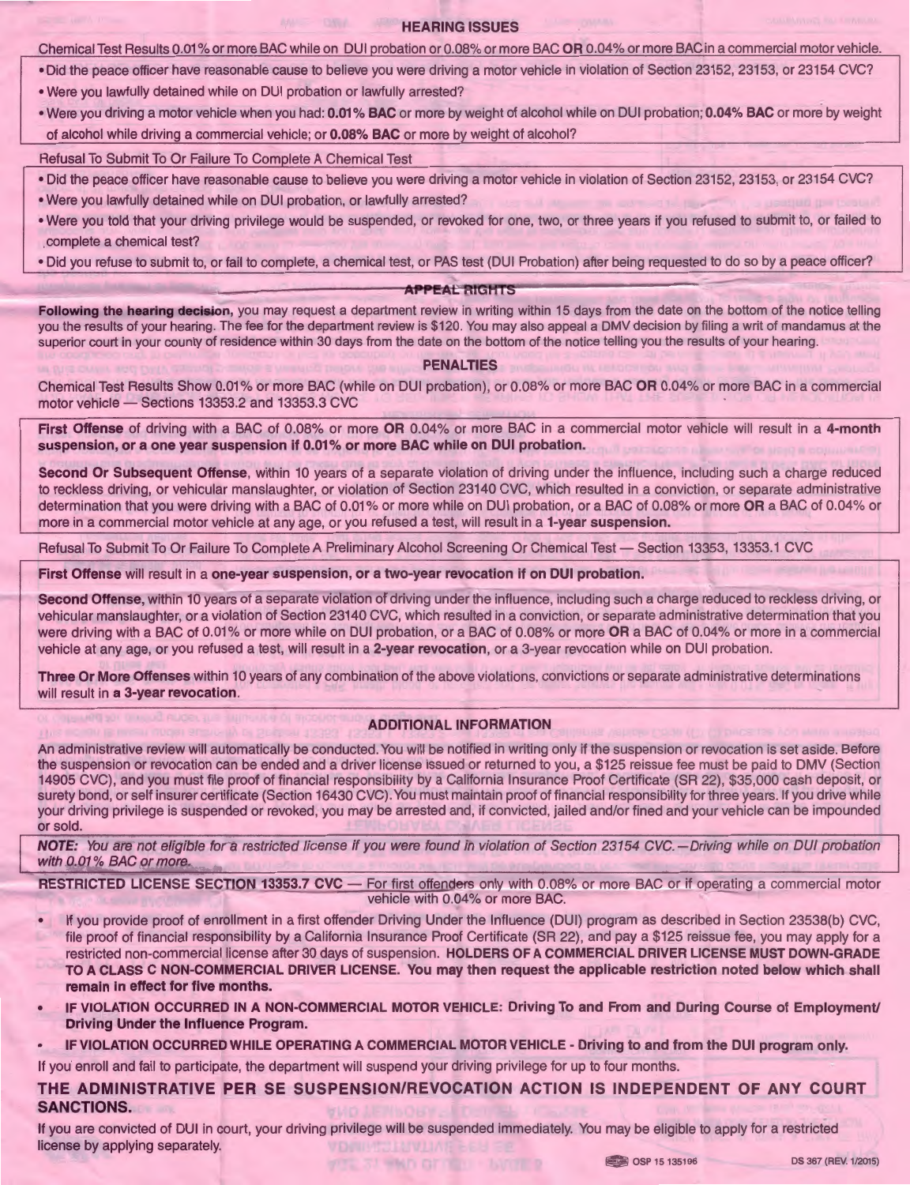## HEARING ISSUES

Chemical Test Results 0.01% or more BAC while on DUI probation or 0.08% or more BAC **OR** 0.04% or more BAC in a commercial motor vehicle.

- Did the peace officer have reasonable cause to believe you were driving a motor vehicle in violation of Section 23152, 23153, or 23154 CVC?
- Were you lawfully detained while on DUI probation or lawfully arrested?
- Were you driving a motor vehicle when you had: **0.01% BAC** or more by weight of alcohol while on DUI probation; **0.04% BAC** or more by weight of alcohol while driving a commercial vehicle; or **0.08% BAC** or more by weight of alcohol?

Refusal To Submit To Or Failure To Complete A Chemical Test

- Did the peace officer have reasonable cause to believe you were driving a motor vehicle in violation of Section 23152, 23153, or 23154 CVC?
- Were you lawfully detained while on DUI probation, or lawfully arrested?
- Were you told that your driving privilege would be suspended, or revoked for one, two, or three years if you refused to submit to, or failed to complete a chemical test?
- Did you refuse to submit to, or fail to complete, a chemical test, or PAS test (DUI Probation) after being requested to do so by a peace officer?

## APPEAL RIGHTS

**Following the hearing decision,** you may request a department review in writing within 15 days from the date on the bottom of the notice telling you the results of your hearing. The fee for the department review is $120. You may also appeal a DMV decision by filing a writ of mandamus at the superior court in your county of residence within 30 days from the date on the bottom of the notice telling you the results of your hearing.

## PENALTIES

Chemical Test Results Show 0.01% or more BAC (while on DUI probation), or 0.08% or more BAC **OR** 0.04% or more BAC in a commercial motor vehicle — Sections 13353.2 and 13353.3 CVC

**First Offense** of driving with a BAC of 0.08% or more **OR** 0.04% or more BAC in a commercial motor vehicle will result in a **4-month suspension, or a one year suspension if 0.01% or more BAC while on DUI probation.**

**Second Or Subsequent Offense**, within 10 years of a separate violation of driving under the influence, including such a charge reduced to reckless driving, or vehicular manslaughter, or violation of Section 23140 CVC, which resulted in a conviction, or separate administrative determination that you were driving with a BAC of 0.01% or more while on DUI probation, or a BAC of 0.08% or more **OR** a BAC of 0.04% or more in a commercial motor vehicle at any age, or you refused a test, will result in a **1-year suspension.**

Refusal To Submit To Or Failure To Complete A Preliminary Alcohol Screening Or Chemical Test — Section 13353, 13353.1 CVC

**First Offense** will result in a **one-year suspension, or a two-year revocation if on DUI probation.**

**Second Offense,** within 10 years of a separate violation of driving under the influence, including such a charge reduced to reckless driving, or vehicular manslaughter, or a violation of Section 23140 CVC, which resulted in a conviction, or separate administrative determination that you were driving with a BAC of 0.01% or more while on DUI probation, or a BAC of 0.08% or more **OR** a BAC of 0.04% or more in a commercial vehicle at any age, or you refused a test, will result in a **2-year revocation**, or a 3-year revocation while on DUI probation.

**Three Or More Offenses** within 10 years of any combination of the above violations, convictions or separate administrative determinations will result in **a 3-year revocation**.

## ADDITIONAL INFORMATION

An administrative review will automatically be conducted. You will be notified in writing only if the suspension or revocation is set aside. Before the suspension or revocation can be ended and a driver license issued or returned to you, a $125 reissue fee must be paid to DMV (Section 14905 CVC), and you must file proof of financial responsibility by a California Insurance Proof Certificate (SR 22), $35,000 cash deposit, or surety bond, or self insurer certificate (Section 16430 CVC). You must maintain proof of financial responsibility for three years. If you drive while your driving privilege is suspended or revoked, you may be arrested and, if convicted, jailed and/or fined and your vehicle can be impounded or sold.

***NOTE:** You are not eligible for a restricted license if you were found in violation of Section 23154 CVC.—Driving while on DUI probation with 0.01% BAC or more.*

**RESTRICTED LICENSE SECTION 13353.7 CVC** — For first offenders only with 0.08% or more BAC or if operating a commercial motor vehicle with 0.04% or more BAC.

- If you provide proof of enrollment in a first offender Driving Under the Influence (DUI) program as described in Section 23538(b) CVC, file proof of financial responsibility by a California Insurance Proof Certificate (SR 22), and pay a $125 reissue fee, you may apply for a restricted non-commercial license after 30 days of suspension. **HOLDERS OF A COMMERCIAL DRIVER LICENSE MUST DOWN-GRADE TO A CLASS C NON-COMMERCIAL DRIVER LICENSE. You may then request the applicable restriction noted below which shall remain in effect for five months.**
- **IF VIOLATION OCCURRED IN A NON-COMMERCIAL MOTOR VEHICLE: Driving To and From and During Course of Employment/ Driving Under the Influence Program.**
- **IF VIOLATION OCCURRED WHILE OPERATING A COMMERCIAL MOTOR VEHICLE - Driving to and from the DUI program only.**

If you enroll and fail to participate, the department will suspend your driving privilege for up to four months.

### THE ADMINISTRATIVE PER SE SUSPENSION/REVOCATION ACTION IS INDEPENDENT OF ANY COURT SANCTIONS.

If you are convicted of DUI in court, your driving privilege will be suspended immediately. You may be eligible to apply for a restricted license by applying separately.

OSP 15 135196

DS 367 (REV. 1/2015)